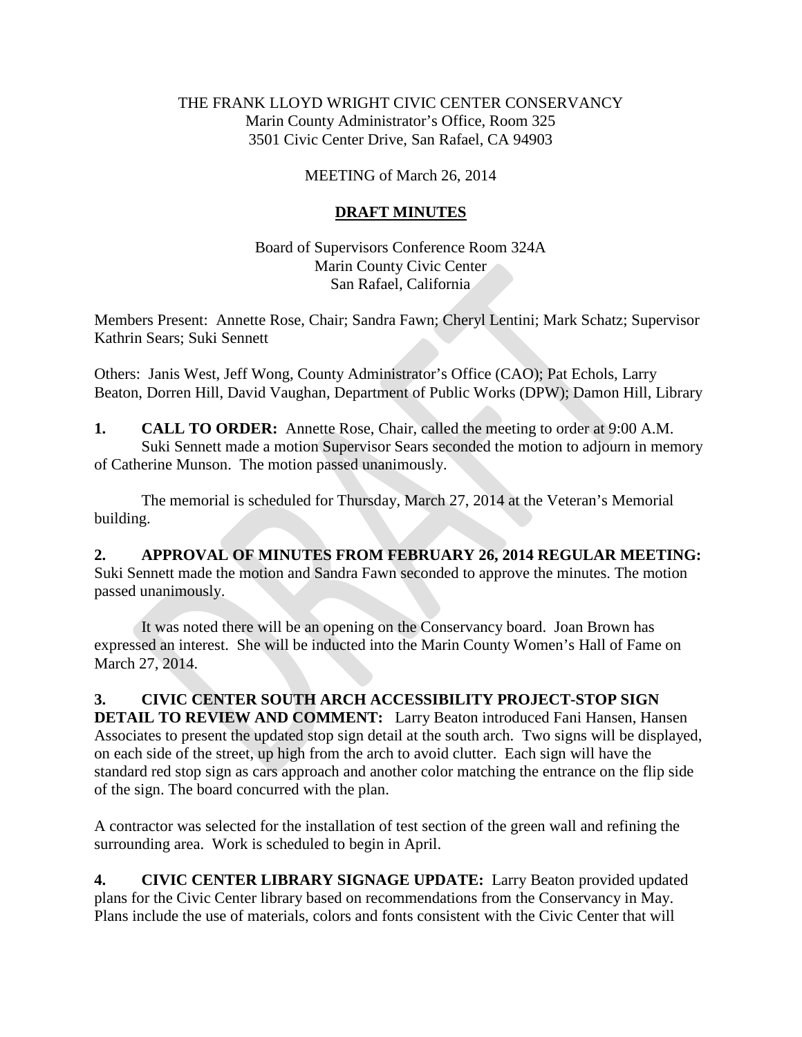THE FRANK LLOYD WRIGHT CIVIC CENTER CONSERVANCY
Marin County Administrator's Office, Room 325
3501 Civic Center Drive, San Rafael, CA 94903

MEETING of March 26, 2014

**DRAFT MINUTES**

Board of Supervisors Conference Room 324A
Marin County Civic Center
San Rafael, California

Members Present: Annette Rose, Chair; Sandra Fawn; Cheryl Lentini; Mark Schatz; Supervisor Kathrin Sears; Suki Sennett

Others: Janis West, Jeff Wong, County Administrator's Office (CAO); Pat Echols, Larry Beaton, Dorren Hill, David Vaughan, Department of Public Works (DPW); Damon Hill, Library

**1. CALL TO ORDER:** Annette Rose, Chair, called the meeting to order at 9:00 A.M. Suki Sennett made a motion Supervisor Sears seconded the motion to adjourn in memory of Catherine Munson. The motion passed unanimously.

The memorial is scheduled for Thursday, March 27, 2014 at the Veteran's Memorial building.

**2. APPROVAL OF MINUTES FROM FEBRUARY 26, 2014 REGULAR MEETING:** Suki Sennett made the motion and Sandra Fawn seconded to approve the minutes. The motion passed unanimously.

It was noted there will be an opening on the Conservancy board. Joan Brown has expressed an interest. She will be inducted into the Marin County Women's Hall of Fame on March 27, 2014.

**3. CIVIC CENTER SOUTH ARCH ACCESSIBILITY PROJECT-STOP SIGN DETAIL TO REVIEW AND COMMENT:** Larry Beaton introduced Fani Hansen, Hansen Associates to present the updated stop sign detail at the south arch. Two signs will be displayed, on each side of the street, up high from the arch to avoid clutter. Each sign will have the standard red stop sign as cars approach and another color matching the entrance on the flip side of the sign. The board concurred with the plan.

A contractor was selected for the installation of test section of the green wall and refining the surrounding area. Work is scheduled to begin in April.

**4. CIVIC CENTER LIBRARY SIGNAGE UPDATE:** Larry Beaton provided updated plans for the Civic Center library based on recommendations from the Conservancy in May. Plans include the use of materials, colors and fonts consistent with the Civic Center that will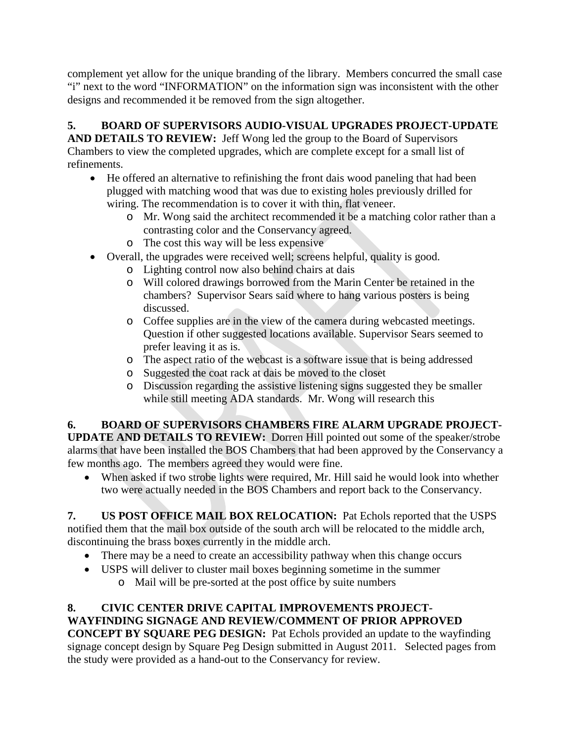complement yet allow for the unique branding of the library. Members concurred the small case "i" next to the word "INFORMATION" on the information sign was inconsistent with the other designs and recommended it be removed from the sign altogether.

**5. BOARD OF SUPERVISORS AUDIO-VISUAL UPGRADES PROJECT-UPDATE AND DETAILS TO REVIEW:** Jeff Wong led the group to the Board of Supervisors Chambers to view the completed upgrades, which are complete except for a small list of refinements.

- He offered an alternative to refinishing the front dais wood paneling that had been plugged with matching wood that was due to existing holes previously drilled for wiring. The recommendation is to cover it with thin, flat veneer.
  - Mr. Wong said the architect recommended it be a matching color rather than a contrasting color and the Conservancy agreed.
  - The cost this way will be less expensive
- Overall, the upgrades were received well; screens helpful, quality is good.
  - Lighting control now also behind chairs at dais
  - Will colored drawings borrowed from the Marin Center be retained in the chambers? Supervisor Sears said where to hang various posters is being discussed.
  - Coffee supplies are in the view of the camera during webcasted meetings. Question if other suggested locations available. Supervisor Sears seemed to prefer leaving it as is.
  - The aspect ratio of the webcast is a software issue that is being addressed
  - Suggested the coat rack at dais be moved to the closet
  - Discussion regarding the assistive listening signs suggested they be smaller while still meeting ADA standards. Mr. Wong will research this

**6. BOARD OF SUPERVISORS CHAMBERS FIRE ALARM UPGRADE PROJECT-UPDATE AND DETAILS TO REVIEW:** Dorren Hill pointed out some of the speaker/strobe alarms that have been installed the BOS Chambers that had been approved by the Conservancy a few months ago. The members agreed they would were fine.

- When asked if two strobe lights were required, Mr. Hill said he would look into whether two were actually needed in the BOS Chambers and report back to the Conservancy.

**7. US POST OFFICE MAIL BOX RELOCATION:** Pat Echols reported that the USPS notified them that the mail box outside of the south arch will be relocated to the middle arch, discontinuing the brass boxes currently in the middle arch.

- There may be a need to create an accessibility pathway when this change occurs
- USPS will deliver to cluster mail boxes beginning sometime in the summer
  - Mail will be pre-sorted at the post office by suite numbers

**8. CIVIC CENTER DRIVE CAPITAL IMPROVEMENTS PROJECT-WAYFINDING SIGNAGE AND REVIEW/COMMENT OF PRIOR APPROVED CONCEPT BY SQUARE PEG DESIGN:** Pat Echols provided an update to the wayfinding signage concept design by Square Peg Design submitted in August 2011. Selected pages from the study were provided as a hand-out to the Conservancy for review.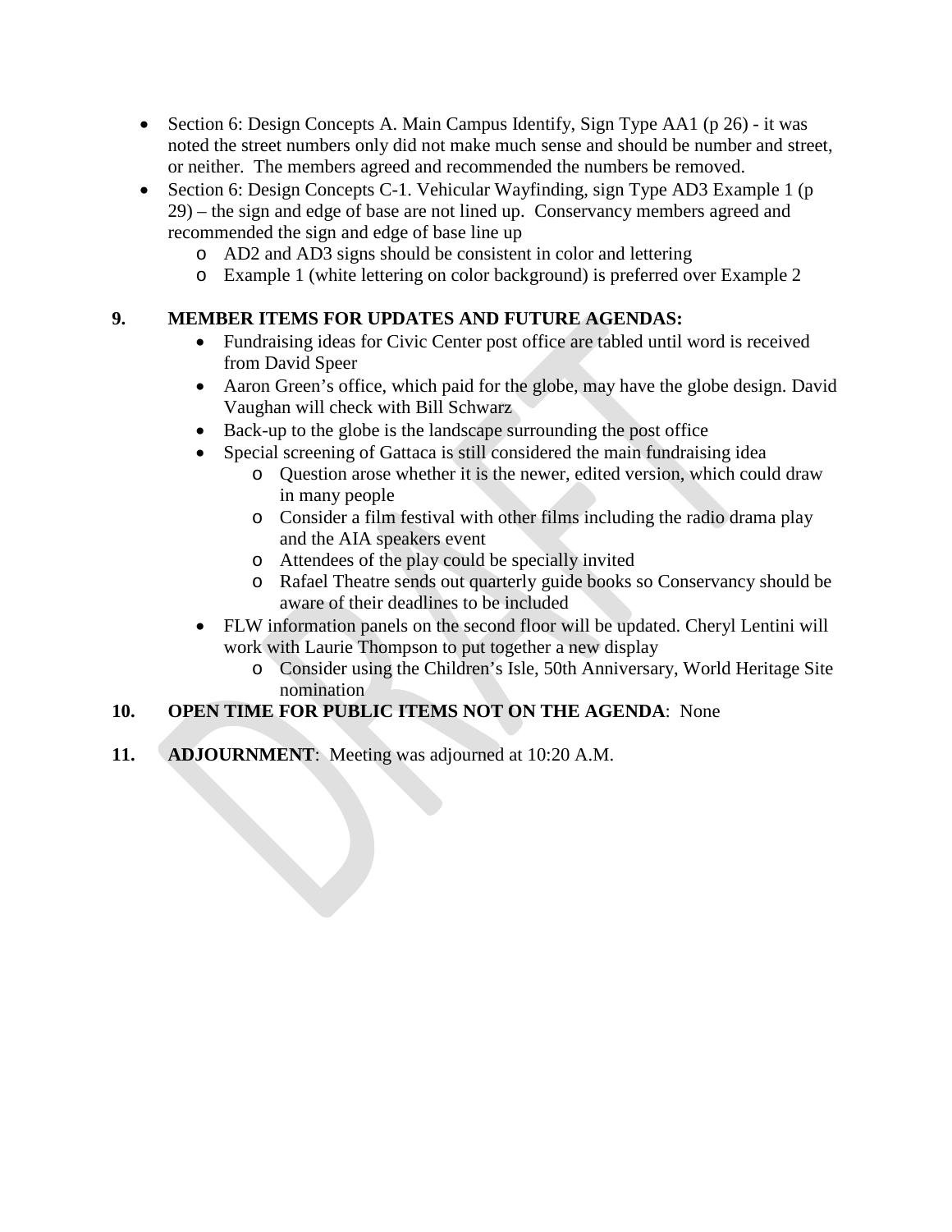- Section 6: Design Concepts A. Main Campus Identify, Sign Type AA1 (p 26) - it was noted the street numbers only did not make much sense and should be number and street, or neither. The members agreed and recommended the numbers be removed.
- Section 6: Design Concepts C-1. Vehicular Wayfinding, sign Type AD3 Example 1 (p 29) – the sign and edge of base are not lined up. Conservancy members agreed and recommended the sign and edge of base line up
    - AD2 and AD3 signs should be consistent in color and lettering
    - Example 1 (white lettering on color background) is preferred over Example 2

**9. MEMBER ITEMS FOR UPDATES AND FUTURE AGENDAS:**

- Fundraising ideas for Civic Center post office are tabled until word is received from David Speer
- Aaron Green's office, which paid for the globe, may have the globe design. David Vaughan will check with Bill Schwarz
- Back-up to the globe is the landscape surrounding the post office
- Special screening of Gattaca is still considered the main fundraising idea
    - Question arose whether it is the newer, edited version, which could draw in many people
    - Consider a film festival with other films including the radio drama play and the AIA speakers event
    - Attendees of the play could be specially invited
    - Rafael Theatre sends out quarterly guide books so Conservancy should be aware of their deadlines to be included
- FLW information panels on the second floor will be updated. Cheryl Lentini will work with Laurie Thompson to put together a new display
    - Consider using the Children's Isle, 50th Anniversary, World Heritage Site nomination

**10. OPEN TIME FOR PUBLIC ITEMS NOT ON THE AGENDA**: None

**11. ADJOURNMENT**: Meeting was adjourned at 10:20 A.M.